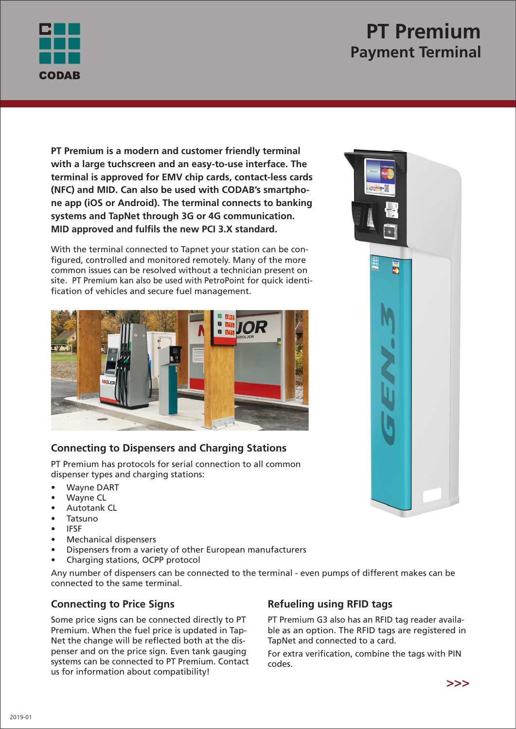# PT Premium
## Payment Terminal

**PT Premium is a modern and customer friendly terminal with a large tuchscreen and an easy-to-use interface. The terminal is approved for EMV chip cards, contact-less cards (NFC) and MID. Can also be used with CODAB's smartphone app (iOS or Android). The terminal connects to banking systems and TapNet through 3G or 4G communication. MID approved and fulfils the new PCI 3.X standard.**

With the terminal connected to Tapnet your station can be configured, controlled and monitored remotely. Many of the more common issues can be resolved without a technician present on site. PT Premium kan also be used with PetroPoint for quick identification of vehicles and secure fuel management.

### Connecting to Dispensers and Charging Stations

PT Premium has protocols for serial connection to all common dispenser types and charging stations:

- Wayne DART
- Wayne CL
- Autotank CL
- Tatsuno
- IFSF
- Mechanical dispensers
- Dispensers from a variety of other European manufacturers
- Charging stations, OCPP protocol

Any number of dispensers can be connected to the terminal - even pumps of different makes can be connected to the same terminal.

### Connecting to Price Signs

Some price signs can be connected directly to PT Premium. When the fuel price is updated in Tap-Net the change will be reflected both at the dispenser and on the price sign. Even tank gauging systems can be connected to PT Premium. Contact us for information about compatibility!

### Refueling using RFID tags

PT Premium G3 also has an RFID tag reader available as an option. The RFID tags are registered in TapNet and connected to a card.

For extra verification, combine the tags with PIN codes.

>>>

2019-01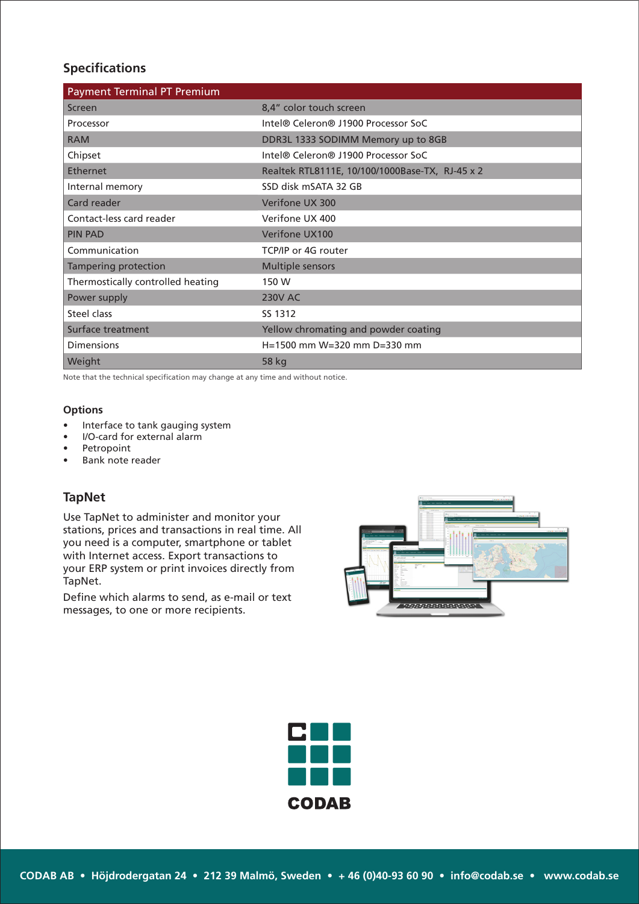## Specifications

| Payment Terminal PT Premium | |
|---|---|
| Screen | 8,4" color touch screen |
| Processor | Intel® Celeron® J1900 Processor SoC |
| RAM | DDR3L 1333 SODIMM Memory up to 8GB |
| Chipset | Intel® Celeron® J1900 Processor SoC |
| Ethernet | Realtek RTL8111E, 10/100/1000Base-TX, RJ-45 x 2 |
| Internal memory | SSD disk mSATA 32 GB |
| Card reader | Verifone UX 300 |
| Contact-less card reader | Verifone UX 400 |
| PIN PAD | Verifone UX100 |
| Communication | TCP/IP or 4G router |
| Tampering protection | Multiple sensors |
| Thermostically controlled heating | 150 W |
| Power supply | 230V AC |
| Steel class | SS 1312 |
| Surface treatment | Yellow chromating and powder coating |
| Dimensions | H=1500 mm W=320 mm D=330 mm |
| Weight | 58 kg |

Note that the technical specification may change at any time and without notice.

### Options

- Interface to tank gauging system
- I/O-card for external alarm
- Petropoint
- Bank note reader

## TapNet

Use TapNet to administer and monitor your stations, prices and transactions in real time. All you need is a computer, smartphone or tablet with Internet access. Export transactions to your ERP system or print invoices directly from TapNet.

Define which alarms to send, as e-mail or text messages, to one or more recipients.

CODAB

CODAB AB • Höjdrodergatan 24 • 212 39 Malmö, Sweden • + 46 (0)40-93 60 90 • info@codab.se • www.codab.se